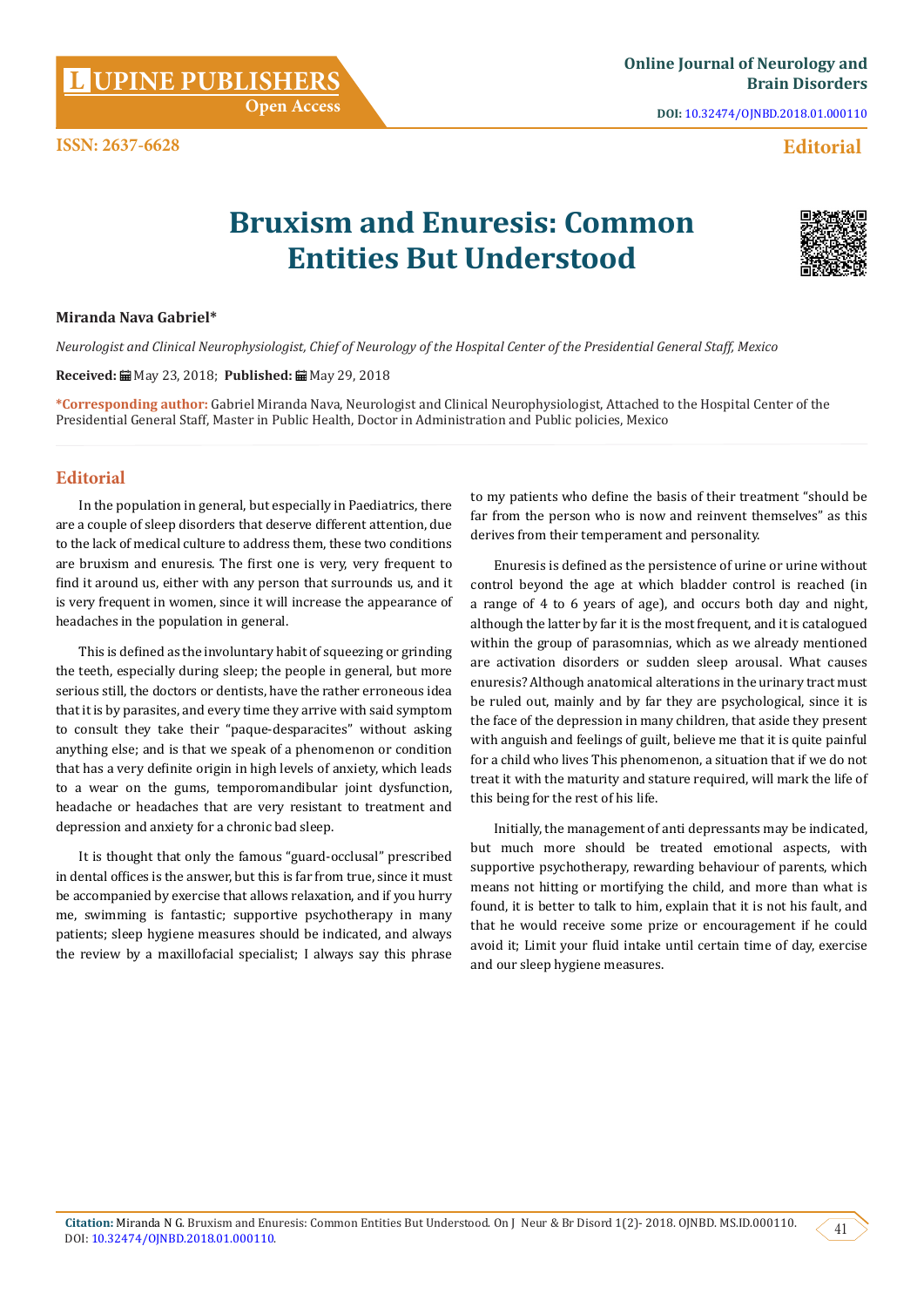# Bruxism and Enuresis: Common Entities But Understood

**Miranda Nava Gabriel***

*Neurologist and Clinical Neurophysiologist, Chief of Neurology of the Hospital Center of the Presidential General Staff, Mexico*

**Received:** May 23, 2018; **Published:** May 29, 2018

***Corresponding author:** Gabriel Miranda Nava, Neurologist and Clinical Neurophysiologist, Attached to the Hospital Center of the Presidential General Staff, Master in Public Health, Doctor in Administration and Public policies, Mexico

## Editorial

In the population in general, but especially in Paediatrics, there are a couple of sleep disorders that deserve different attention, due to the lack of medical culture to address them, these two conditions are bruxism and enuresis. The first one is very, very frequent to find it around us, either with any person that surrounds us, and it is very frequent in women, since it will increase the appearance of headaches in the population in general.

This is defined as the involuntary habit of squeezing or grinding the teeth, especially during sleep; the people in general, but more serious still, the doctors or dentists, have the rather erroneous idea that it is by parasites, and every time they arrive with said symptom to consult they take their "paque-desparacites" without asking anything else; and is that we speak of a phenomenon or condition that has a very definite origin in high levels of anxiety, which leads to a wear on the gums, temporomandibular joint dysfunction, headache or headaches that are very resistant to treatment and depression and anxiety for a chronic bad sleep.

It is thought that only the famous "guard-occlusal" prescribed in dental offices is the answer, but this is far from true, since it must be accompanied by exercise that allows relaxation, and if you hurry me, swimming is fantastic; supportive psychotherapy in many patients; sleep hygiene measures should be indicated, and always the review by a maxillofacial specialist; I always say this phrase to my patients who define the basis of their treatment "should be far from the person who is now and reinvent themselves" as this derives from their temperament and personality.

Enuresis is defined as the persistence of urine or urine without control beyond the age at which bladder control is reached (in a range of 4 to 6 years of age), and occurs both day and night, although the latter by far it is the most frequent, and it is catalogued within the group of parasomnias, which as we already mentioned are activation disorders or sudden sleep arousal. What causes enuresis? Although anatomical alterations in the urinary tract must be ruled out, mainly and by far they are psychological, since it is the face of the depression in many children, that aside they present with anguish and feelings of guilt, believe me that it is quite painful for a child who lives This phenomenon, a situation that if we do not treat it with the maturity and stature required, will mark the life of this being for the rest of his life.

Initially, the management of anti depressants may be indicated, but much more should be treated emotional aspects, with supportive psychotherapy, rewarding behaviour of parents, which means not hitting or mortifying the child, and more than what is found, it is better to talk to him, explain that it is not his fault, and that he would receive some prize or encouragement if he could avoid it; Limit your fluid intake until certain time of day, exercise and our sleep hygiene measures.

**Citation:** Miranda N G. Bruxism and Enuresis: Common Entities But Understood. On J Neur & Br Disord 1(2)- 2018. OJNBD. MS.ID.000110. DOI: 10.32474/OJNBD.2018.01.000110.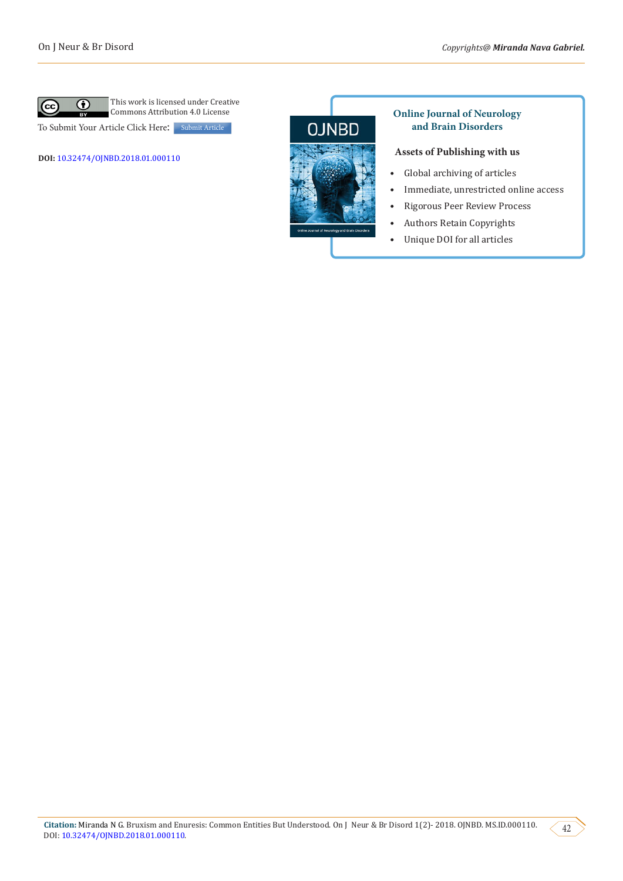This work is licensed under Creative Commons Attribution 4.0 License

To Submit Your Article Click Here: Submit Article

**DOI:** 10.32474/OJNBD.2018.01.000110

OJNBD

## Online Journal of Neurology and Brain Disorders

### Assets of Publishing with us

- Global archiving of articles
- Immediate, unrestricted online access
- Rigorous Peer Review Process
- Authors Retain Copyrights
- Unique DOI for all articles

**Citation:** Miranda N G. Bruxism and Enuresis: Common Entities But Understood. On J Neur & Br Disord 1(2)- 2018. OJNBD. MS.ID.000110. DOI: 10.32474/OJNBD.2018.01.000110.